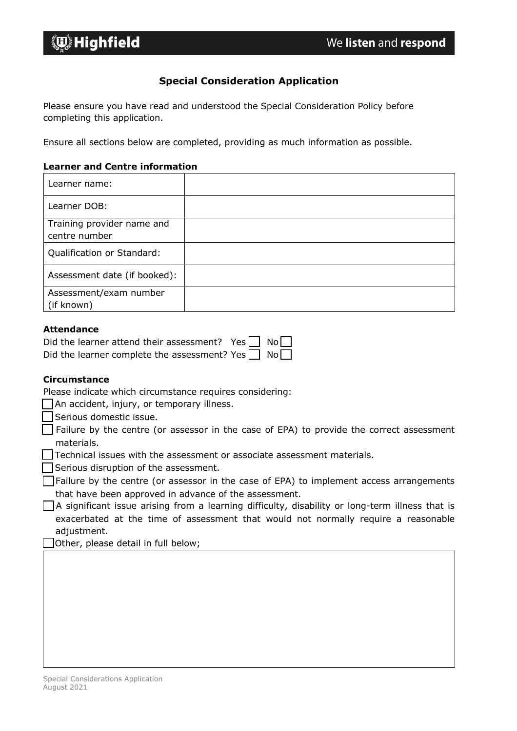# Special Consideration Application

Please ensure you have read and understood the Special Consideration Policy before completing this application.

Ensure all sections below are completed, providing as much information as possible.

**Learner and Centre information**

| Learner name: | |
|---|---|
| Learner DOB: | |
| Training provider name and centre number | |
| Qualification or Standard: | |
| Assessment date (if booked): | |
| Assessment/exam number (if known) | |

**Attendance**

Did the learner attend their assessment? Yes ☐ No ☐
Did the learner complete the assessment? Yes ☐ No ☐

**Circumstance**

Please indicate which circumstance requires considering:

- ☐ An accident, injury, or temporary illness.
- ☐ Serious domestic issue.
- ☐ Failure by the centre (or assessor in the case of EPA) to provide the correct assessment materials.
- ☐ Technical issues with the assessment or associate assessment materials.
- ☐ Serious disruption of the assessment.
- ☐ Failure by the centre (or assessor in the case of EPA) to implement access arrangements that have been approved in advance of the assessment.
- ☐ A significant issue arising from a learning difficulty, disability or long-term illness that is exacerbated at the time of assessment that would not normally require a reasonable adjustment.
- ☐ Other, please detail in full below;

| |
|---|
| |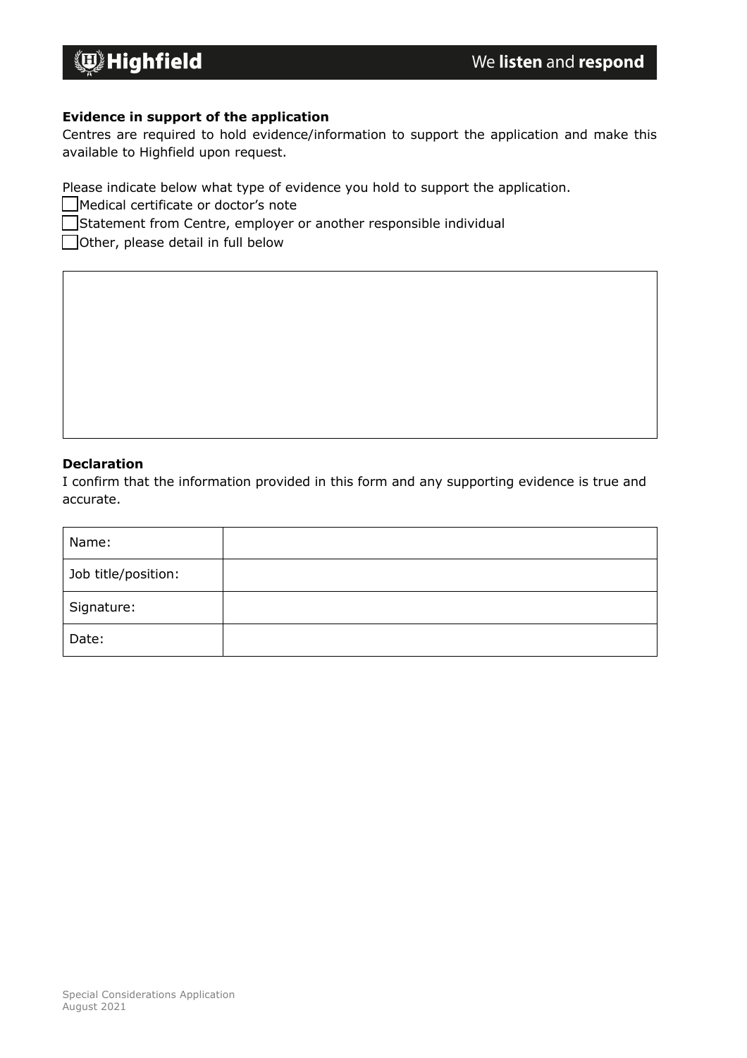**Evidence in support of the application**

Centres are required to hold evidence/information to support the application and make this available to Highfield upon request.

Please indicate below what type of evidence you hold to support the application.

- [ ] Medical certificate or doctor's note
- [ ] Statement from Centre, employer or another responsible individual
- [ ] Other, please detail in full below

| |
|---|
| |

**Declaration**

I confirm that the information provided in this form and any supporting evidence is true and accurate.

| | |
|---|---|
| Name: | |
| Job title/position: | |
| Signature: | |
| Date: | |